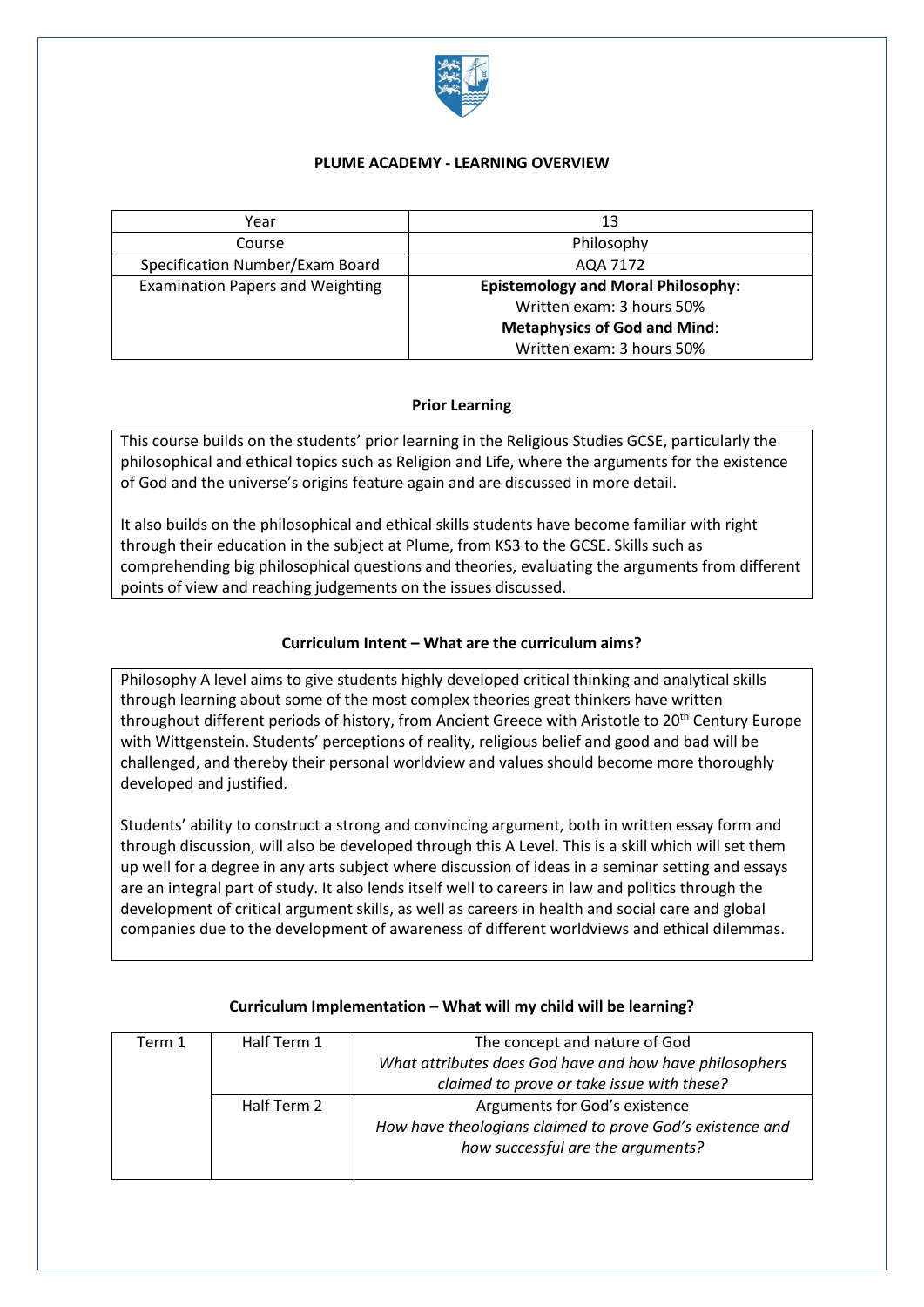# PLUME ACADEMY - LEARNING OVERVIEW

| Year | 13 |
| --- | --- |
| Course | Philosophy |
| Specification Number/Exam Board | AQA 7172 |
| Examination Papers and Weighting | **Epistemology and Moral Philosophy**: Written exam: 3 hours 50% **Metaphysics of God and Mind**: Written exam: 3 hours 50% |

## Prior Learning

This course builds on the students' prior learning in the Religious Studies GCSE, particularly the philosophical and ethical topics such as Religion and Life, where the arguments for the existence of God and the universe's origins feature again and are discussed in more detail.

It also builds on the philosophical and ethical skills students have become familiar with right through their education in the subject at Plume, from KS3 to the GCSE. Skills such as comprehending big philosophical questions and theories, evaluating the arguments from different points of view and reaching judgements on the issues discussed.

## Curriculum Intent – What are the curriculum aims?

Philosophy A level aims to give students highly developed critical thinking and analytical skills through learning about some of the most complex theories great thinkers have written throughout different periods of history, from Ancient Greece with Aristotle to 20th Century Europe with Wittgenstein. Students' perceptions of reality, religious belief and good and bad will be challenged, and thereby their personal worldview and values should become more thoroughly developed and justified.

Students' ability to construct a strong and convincing argument, both in written essay form and through discussion, will also be developed through this A Level. This is a skill which will set them up well for a degree in any arts subject where discussion of ideas in a seminar setting and essays are an integral part of study. It also lends itself well to careers in law and politics through the development of critical argument skills, as well as careers in health and social care and global companies due to the development of awareness of different worldviews and ethical dilemmas.

## Curriculum Implementation – What will my child will be learning?

| Term 1 | Half Term 1 | The concept and nature of God *What attributes does God have and how have philosophers claimed to prove or take issue with these?* |
| --- | --- | --- |
| | Half Term 2 | Arguments for God's existence *How have theologians claimed to prove God's existence and how successful are the arguments?* |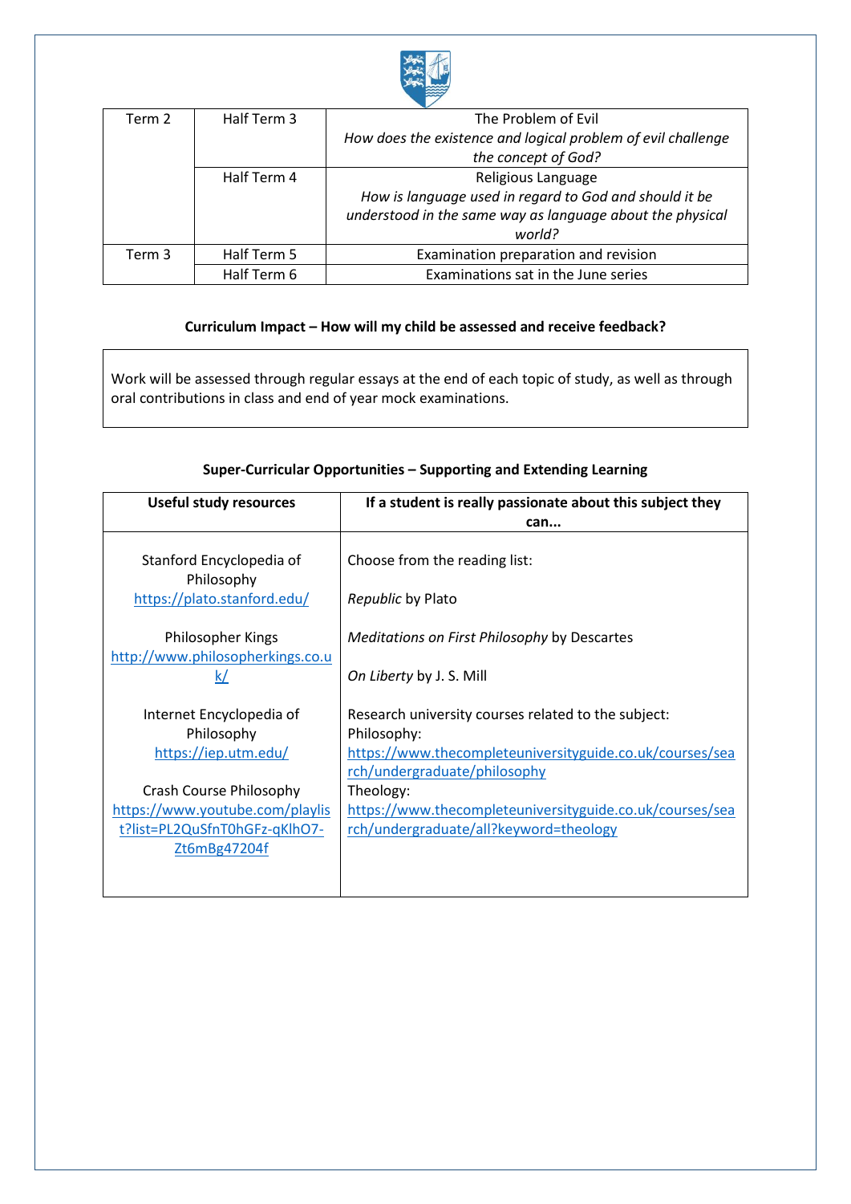| | | |
|---|---|---|
| Term 2 | Half Term 3 | The Problem of Evil<br>*How does the existence and logical problem of evil challenge the concept of God?* |
| | Half Term 4 | Religious Language<br>*How is language used in regard to God and should it be understood in the same way as language about the physical world?* |
| Term 3 | Half Term 5 | Examination preparation and revision |
| | Half Term 6 | Examinations sat in the June series |

**Curriculum Impact – How will my child be assessed and receive feedback?**

| |
|---|
| Work will be assessed through regular essays at the end of each topic of study, as well as through oral contributions in class and end of year mock examinations. |

**Super-Curricular Opportunities – Supporting and Extending Learning**

| Useful study resources | If a student is really passionate about this subject they can... |
|---|---|
| Stanford Encyclopedia of Philosophy<br>https://plato.stanford.edu/<br><br>Philosopher Kings<br>http://www.philosopherkings.co.uk/<br><br>Internet Encyclopedia of Philosophy<br>https://iep.utm.edu/<br><br>Crash Course Philosophy<br>https://www.youtube.com/playlist?list=PL2QuSfnT0hGFz-qKlhO7-Zt6mBg47204f | Choose from the reading list:<br><br>*Republic* by Plato<br><br>*Meditations on First Philosophy* by Descartes<br><br>*On Liberty* by J. S. Mill<br><br>Research university courses related to the subject:<br>Philosophy:<br>https://www.thecompleteuniversityguide.co.uk/courses/search/undergraduate/philosophy<br>Theology:<br>https://www.thecompleteuniversityguide.co.uk/courses/search/undergraduate/all?keyword=theology |